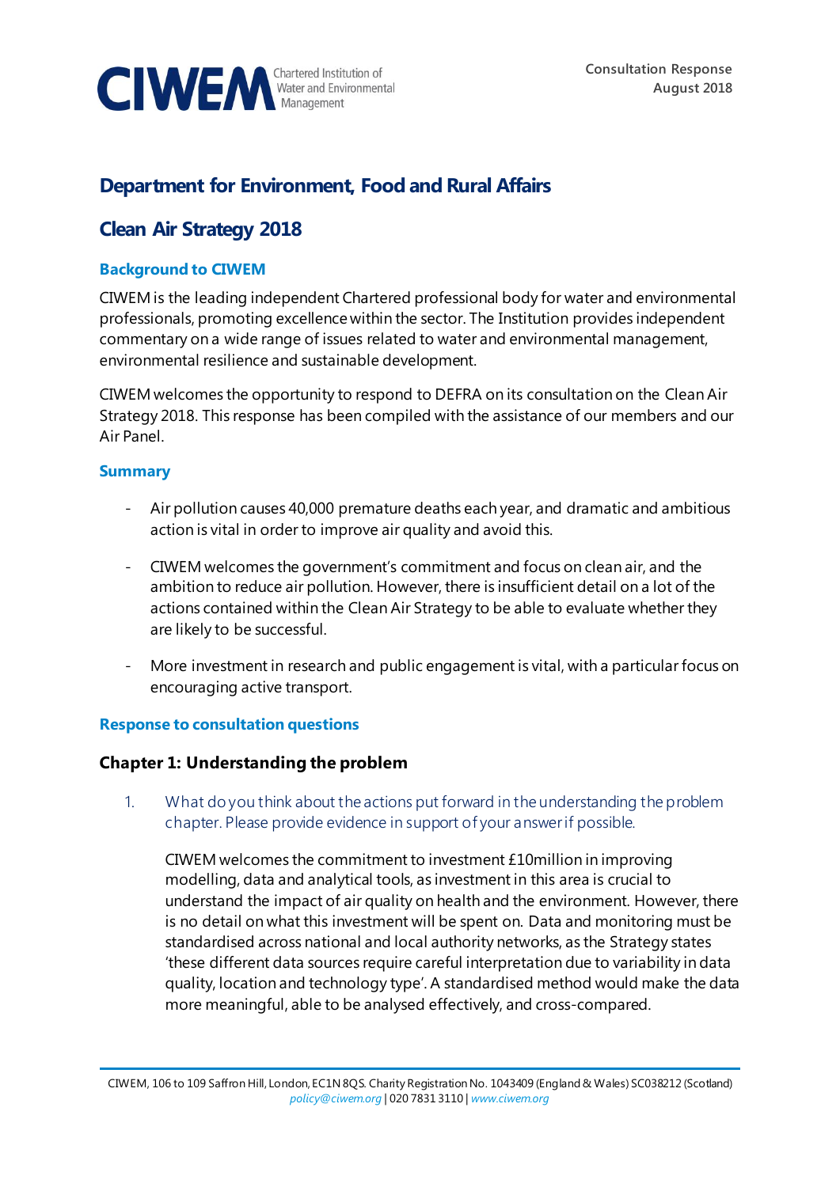CIWEM Chartered Institution of Water and Environmental Management

Consultation Response
August 2018

# Department for Environment, Food and Rural Affairs

# Clean Air Strategy 2018

### Background to CIWEM

CIWEM is the leading independent Chartered professional body for water and environmental professionals, promoting excellence within the sector. The Institution provides independent commentary on a wide range of issues related to water and environmental management, environmental resilience and sustainable development.

CIWEM welcomes the opportunity to respond to DEFRA on its consultation on the Clean Air Strategy 2018. This response has been compiled with the assistance of our members and our Air Panel.

### Summary

- Air pollution causes 40,000 premature deaths each year, and dramatic and ambitious action is vital in order to improve air quality and avoid this.
- CIWEM welcomes the government's commitment and focus on clean air, and the ambition to reduce air pollution. However, there is insufficient detail on a lot of the actions contained within the Clean Air Strategy to be able to evaluate whether they are likely to be successful.
- More investment in research and public engagement is vital, with a particular focus on encouraging active transport.

### Response to consultation questions

## Chapter 1: Understanding the problem

1. What do you think about the actions put forward in the understanding the problem chapter. Please provide evidence in support of your answer if possible.

   CIWEM welcomes the commitment to investment £10million in improving modelling, data and analytical tools, as investment in this area is crucial to understand the impact of air quality on health and the environment. However, there is no detail on what this investment will be spent on. Data and monitoring must be standardised across national and local authority networks, as the Strategy states 'these different data sources require careful interpretation due to variability in data quality, location and technology type'. A standardised method would make the data more meaningful, able to be analysed effectively, and cross-compared.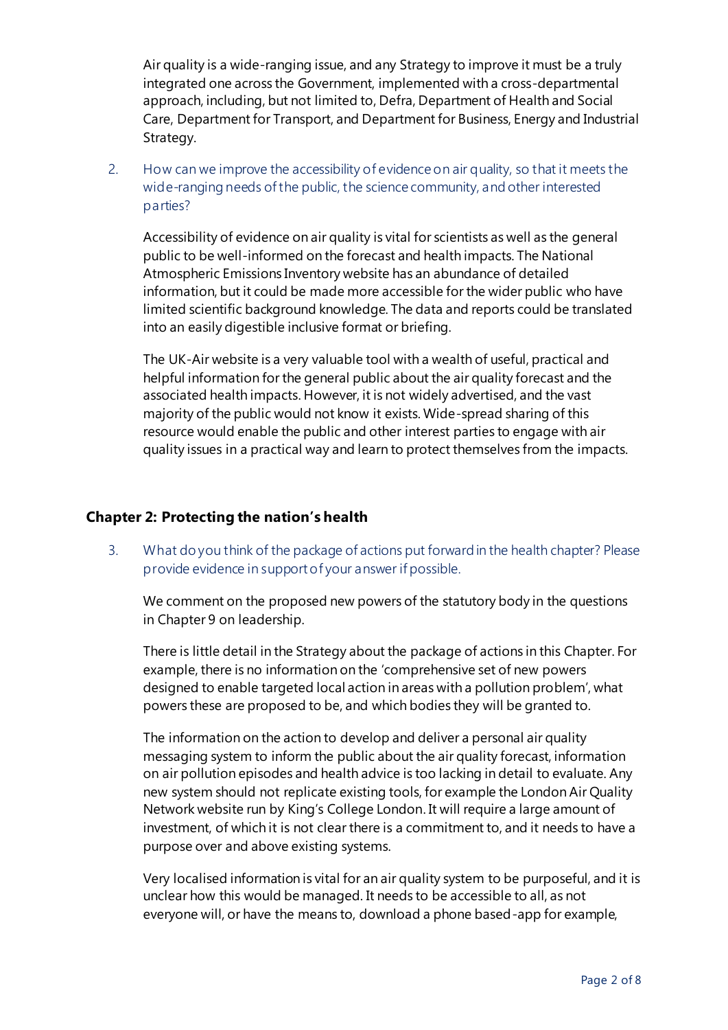Air quality is a wide-ranging issue, and any Strategy to improve it must be a truly integrated one across the Government, implemented with a cross-departmental approach, including, but not limited to, Defra, Department of Health and Social Care, Department for Transport, and Department for Business, Energy and Industrial Strategy.

2. How can we improve the accessibility of evidence on air quality, so that it meets the wide-ranging needs of the public, the science community, and other interested parties?

Accessibility of evidence on air quality is vital for scientists as well as the general public to be well-informed on the forecast and health impacts. The National Atmospheric Emissions Inventory website has an abundance of detailed information, but it could be made more accessible for the wider public who have limited scientific background knowledge. The data and reports could be translated into an easily digestible inclusive format or briefing.

The UK-Air website is a very valuable tool with a wealth of useful, practical and helpful information for the general public about the air quality forecast and the associated health impacts. However, it is not widely advertised, and the vast majority of the public would not know it exists. Wide-spread sharing of this resource would enable the public and other interest parties to engage with air quality issues in a practical way and learn to protect themselves from the impacts.

## Chapter 2: Protecting the nation's health

3. What do you think of the package of actions put forward in the health chapter? Please provide evidence in support of your answer if possible.

We comment on the proposed new powers of the statutory body in the questions in Chapter 9 on leadership.

There is little detail in the Strategy about the package of actions in this Chapter. For example, there is no information on the 'comprehensive set of new powers designed to enable targeted local action in areas with a pollution problem', what powers these are proposed to be, and which bodies they will be granted to.

The information on the action to develop and deliver a personal air quality messaging system to inform the public about the air quality forecast, information on air pollution episodes and health advice is too lacking in detail to evaluate. Any new system should not replicate existing tools, for example the London Air Quality Network website run by King's College London. It will require a large amount of investment, of which it is not clear there is a commitment to, and it needs to have a purpose over and above existing systems.

Very localised information is vital for an air quality system to be purposeful, and it is unclear how this would be managed. It needs to be accessible to all, as not everyone will, or have the means to, download a phone based-app for example,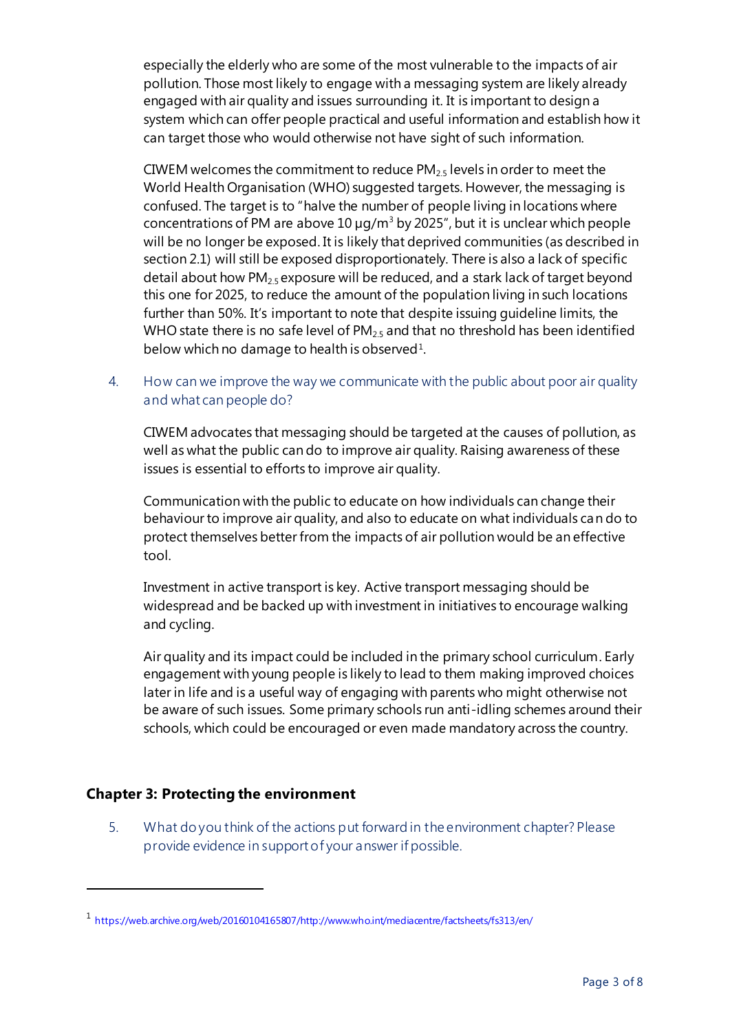especially the elderly who are some of the most vulnerable to the impacts of air pollution. Those most likely to engage with a messaging system are likely already engaged with air quality and issues surrounding it. It is important to design a system which can offer people practical and useful information and establish how it can target those who would otherwise not have sight of such information.

CIWEM welcomes the commitment to reduce $PM_{2.5}$ levels in order to meet the World Health Organisation (WHO) suggested targets. However, the messaging is confused. The target is to "halve the number of people living in locations where concentrations of PM are above 10 µg/$m^3$ by 2025", but it is unclear which people will be no longer be exposed. It is likely that deprived communities (as described in section 2.1) will still be exposed disproportionately. There is also a lack of specific detail about how $PM_{2.5}$ exposure will be reduced, and a stark lack of target beyond this one for 2025, to reduce the amount of the population living in such locations further than 50%. It's important to note that despite issuing guideline limits, the WHO state there is no safe level of $PM_{2.5}$ and that no threshold has been identified below which no damage to health is observed[1].

4. How can we improve the way we communicate with the public about poor air quality and what can people do?

   CIWEM advocates that messaging should be targeted at the causes of pollution, as well as what the public can do to improve air quality. Raising awareness of these issues is essential to efforts to improve air quality.

   Communication with the public to educate on how individuals can change their behaviour to improve air quality, and also to educate on what individuals can do to protect themselves better from the impacts of air pollution would be an effective tool.

   Investment in active transport is key. Active transport messaging should be widespread and be backed up with investment in initiatives to encourage walking and cycling.

   Air quality and its impact could be included in the primary school curriculum. Early engagement with young people is likely to lead to them making improved choices later in life and is a useful way of engaging with parents who might otherwise not be aware of such issues. Some primary schools run anti-idling schemes around their schools, which could be encouraged or even made mandatory across the country.

## Chapter 3: Protecting the environment

5. What do you think of the actions put forward in the environment chapter? Please provide evidence in support of your answer if possible.

---

[1] https://web.archive.org/web/20160104165807/http://www.who.int/mediacentre/factsheets/fs313/en/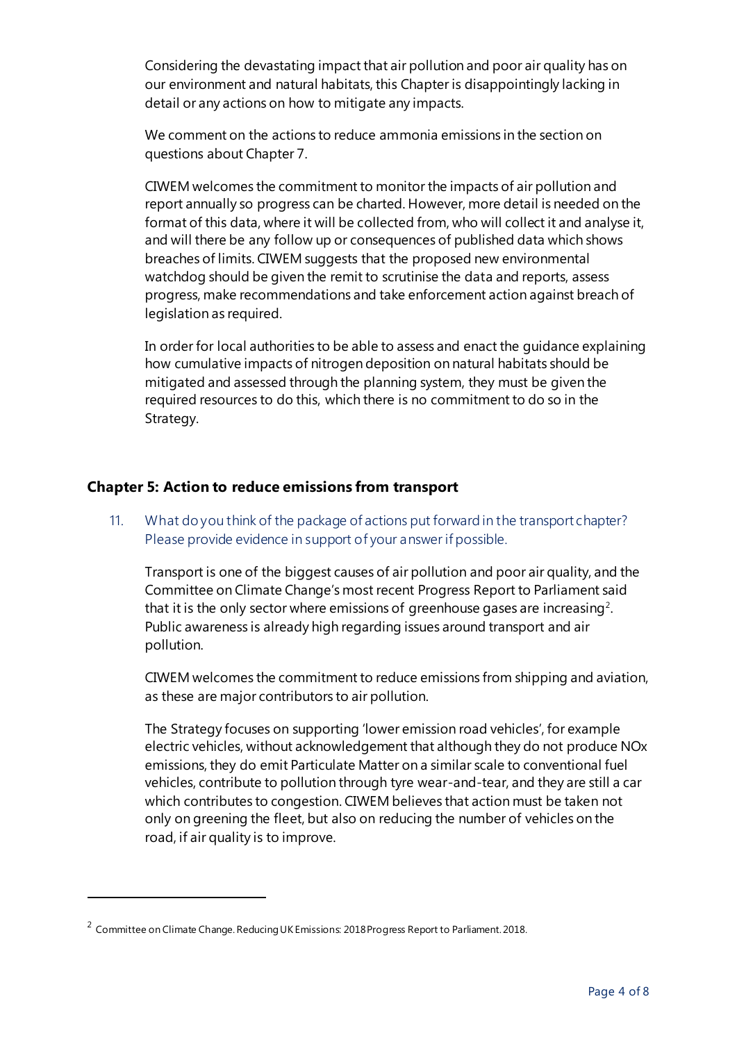Considering the devastating impact that air pollution and poor air quality has on our environment and natural habitats, this Chapter is disappointingly lacking in detail or any actions on how to mitigate any impacts.

We comment on the actions to reduce ammonia emissions in the section on questions about Chapter 7.

CIWEM welcomes the commitment to monitor the impacts of air pollution and report annually so progress can be charted. However, more detail is needed on the format of this data, where it will be collected from, who will collect it and analyse it, and will there be any follow up or consequences of published data which shows breaches of limits. CIWEM suggests that the proposed new environmental watchdog should be given the remit to scrutinise the data and reports, assess progress, make recommendations and take enforcement action against breach of legislation as required.

In order for local authorities to be able to assess and enact the guidance explaining how cumulative impacts of nitrogen deposition on natural habitats should be mitigated and assessed through the planning system, they must be given the required resources to do this, which there is no commitment to do so in the Strategy.

## Chapter 5: Action to reduce emissions from transport

11. What do you think of the package of actions put forward in the transport chapter? Please provide evidence in support of your answer if possible.

Transport is one of the biggest causes of air pollution and poor air quality, and the Committee on Climate Change's most recent Progress Report to Parliament said that it is the only sector where emissions of greenhouse gases are increasing[2]. Public awareness is already high regarding issues around transport and air pollution.

CIWEM welcomes the commitment to reduce emissions from shipping and aviation, as these are major contributors to air pollution.

The Strategy focuses on supporting 'lower emission road vehicles', for example electric vehicles, without acknowledgement that although they do not produce NOx emissions, they do emit Particulate Matter on a similar scale to conventional fuel vehicles, contribute to pollution through tyre wear-and-tear, and they are still a car which contributes to congestion. CIWEM believes that action must be taken not only on greening the fleet, but also on reducing the number of vehicles on the road, if air quality is to improve.

---

[2] Committee on Climate Change. Reducing UK Emissions: 2018 Progress Report to Parliament. 2018.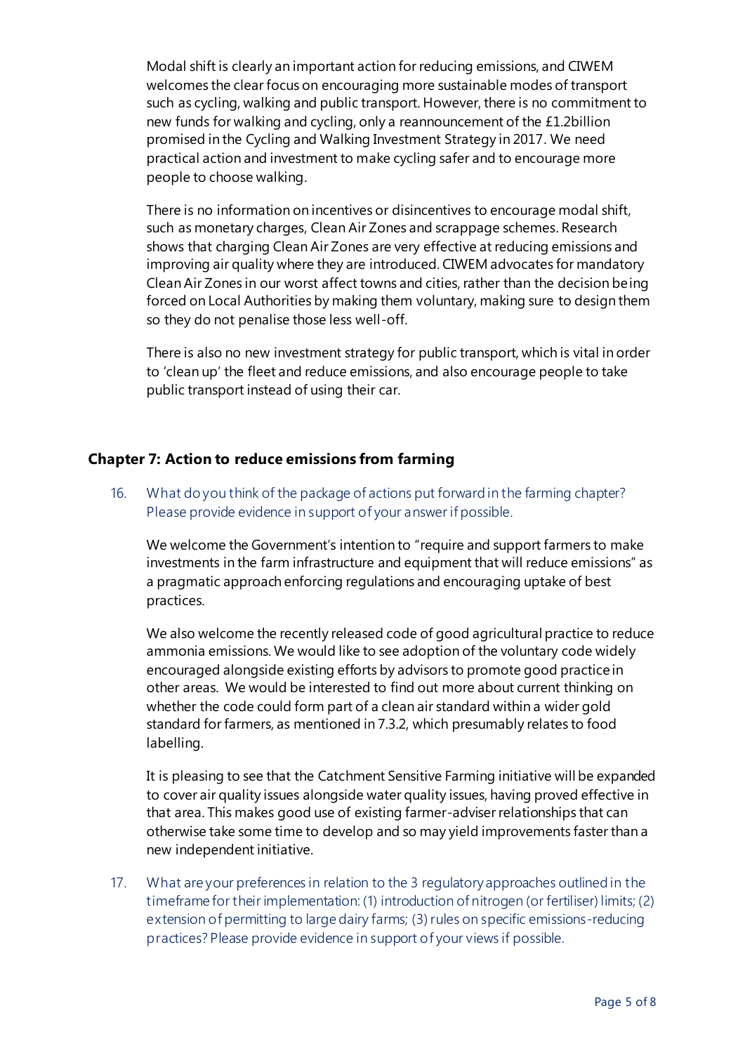Modal shift is clearly an important action for reducing emissions, and CIWEM welcomes the clear focus on encouraging more sustainable modes of transport such as cycling, walking and public transport. However, there is no commitment to new funds for walking and cycling, only a reannouncement of the £1.2billion promised in the Cycling and Walking Investment Strategy in 2017. We need practical action and investment to make cycling safer and to encourage more people to choose walking.

There is no information on incentives or disincentives to encourage modal shift, such as monetary charges, Clean Air Zones and scrappage schemes. Research shows that charging Clean Air Zones are very effective at reducing emissions and improving air quality where they are introduced. CIWEM advocates for mandatory Clean Air Zones in our worst affect towns and cities, rather than the decision being forced on Local Authorities by making them voluntary, making sure to design them so they do not penalise those less well-off.

There is also no new investment strategy for public transport, which is vital in order to 'clean up' the fleet and reduce emissions, and also encourage people to take public transport instead of using their car.

## Chapter 7: Action to reduce emissions from farming

16. What do you think of the package of actions put forward in the farming chapter? Please provide evidence in support of your answer if possible.

    We welcome the Government's intention to "require and support farmers to make investments in the farm infrastructure and equipment that will reduce emissions" as a pragmatic approach enforcing regulations and encouraging uptake of best practices.

    We also welcome the recently released code of good agricultural practice to reduce ammonia emissions. We would like to see adoption of the voluntary code widely encouraged alongside existing efforts by advisors to promote good practice in other areas. We would be interested to find out more about current thinking on whether the code could form part of a clean air standard within a wider gold standard for farmers, as mentioned in 7.3.2, which presumably relates to food labelling.

    It is pleasing to see that the Catchment Sensitive Farming initiative will be expanded to cover air quality issues alongside water quality issues, having proved effective in that area. This makes good use of existing farmer-adviser relationships that can otherwise take some time to develop and so may yield improvements faster than a new independent initiative.

17. What are your preferences in relation to the 3 regulatory approaches outlined in the timeframe for their implementation: (1) introduction of nitrogen (or fertiliser) limits; (2) extension of permitting to large dairy farms; (3) rules on specific emissions-reducing practices? Please provide evidence in support of your views if possible.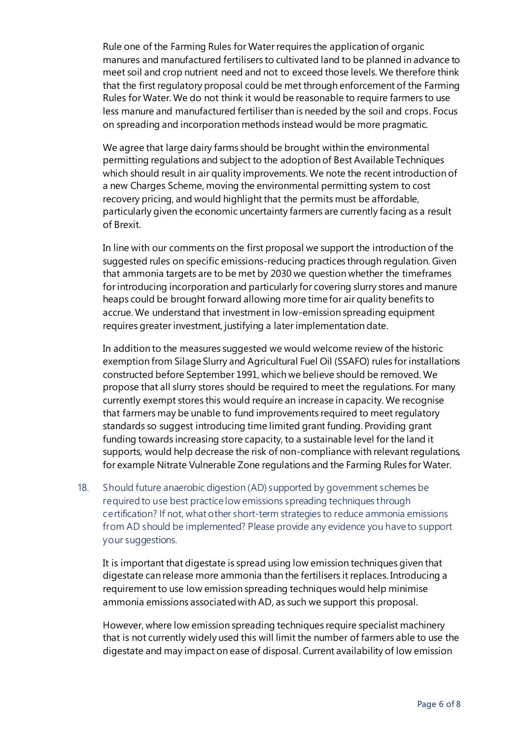Rule one of the Farming Rules for Water requires the application of organic manures and manufactured fertilisers to cultivated land to be planned in advance to meet soil and crop nutrient need and not to exceed those levels. We therefore think that the first regulatory proposal could be met through enforcement of the Farming Rules for Water. We do not think it would be reasonable to require farmers to use less manure and manufactured fertiliser than is needed by the soil and crops. Focus on spreading and incorporation methods instead would be more pragmatic.

We agree that large dairy farms should be brought within the environmental permitting regulations and subject to the adoption of Best Available Techniques which should result in air quality improvements. We note the recent introduction of a new Charges Scheme, moving the environmental permitting system to cost recovery pricing, and would highlight that the permits must be affordable, particularly given the economic uncertainty farmers are currently facing as a result of Brexit.

In line with our comments on the first proposal we support the introduction of the suggested rules on specific emissions-reducing practices through regulation. Given that ammonia targets are to be met by 2030 we question whether the timeframes for introducing incorporation and particularly for covering slurry stores and manure heaps could be brought forward allowing more time for air quality benefits to accrue. We understand that investment in low-emission spreading equipment requires greater investment, justifying a later implementation date.

In addition to the measures suggested we would welcome review of the historic exemption from Silage Slurry and Agricultural Fuel Oil (SSAFO) rules for installations constructed before September 1991, which we believe should be removed. We propose that all slurry stores should be required to meet the regulations. For many currently exempt stores this would require an increase in capacity. We recognise that farmers may be unable to fund improvements required to meet regulatory standards so suggest introducing time limited grant funding. Providing grant funding towards increasing store capacity, to a sustainable level for the land it supports, would help decrease the risk of non-compliance with relevant regulations, for example Nitrate Vulnerable Zone regulations and the Farming Rules for Water.

18. Should future anaerobic digestion (AD) supported by government schemes be required to use best practice low emissions spreading techniques through certification? If not, what other short-term strategies to reduce ammonia emissions from AD should be implemented? Please provide any evidence you have to support your suggestions.

It is important that digestate is spread using low emission techniques given that digestate can release more ammonia than the fertilisers it replaces. Introducing a requirement to use low emission spreading techniques would help minimise ammonia emissions associated with AD, as such we support this proposal.

However, where low emission spreading techniques require specialist machinery that is not currently widely used this will limit the number of farmers able to use the digestate and may impact on ease of disposal. Current availability of low emission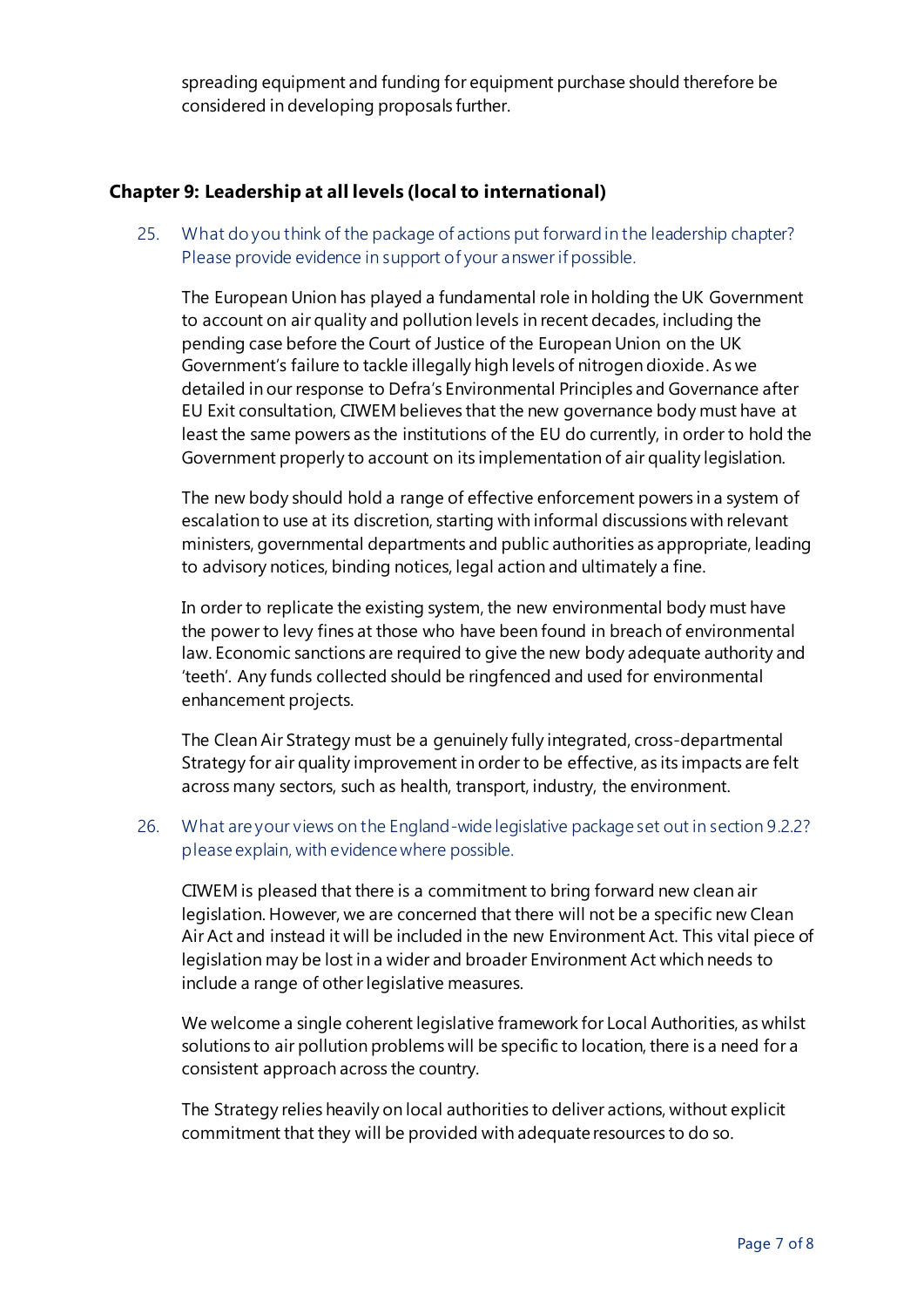spreading equipment and funding for equipment purchase should therefore be considered in developing proposals further.

## Chapter 9: Leadership at all levels (local to international)

25. What do you think of the package of actions put forward in the leadership chapter? Please provide evidence in support of your answer if possible.

The European Union has played a fundamental role in holding the UK Government to account on air quality and pollution levels in recent decades, including the pending case before the Court of Justice of the European Union on the UK Government's failure to tackle illegally high levels of nitrogen dioxide. As we detailed in our response to Defra's Environmental Principles and Governance after EU Exit consultation, CIWEM believes that the new governance body must have at least the same powers as the institutions of the EU do currently, in order to hold the Government properly to account on its implementation of air quality legislation.

The new body should hold a range of effective enforcement powers in a system of escalation to use at its discretion, starting with informal discussions with relevant ministers, governmental departments and public authorities as appropriate, leading to advisory notices, binding notices, legal action and ultimately a fine.

In order to replicate the existing system, the new environmental body must have the power to levy fines at those who have been found in breach of environmental law. Economic sanctions are required to give the new body adequate authority and 'teeth'. Any funds collected should be ringfenced and used for environmental enhancement projects.

The Clean Air Strategy must be a genuinely fully integrated, cross-departmental Strategy for air quality improvement in order to be effective, as its impacts are felt across many sectors, such as health, transport, industry, the environment.

26. What are your views on the England-wide legislative package set out in section 9.2.2? please explain, with evidence where possible.

CIWEM is pleased that there is a commitment to bring forward new clean air legislation. However, we are concerned that there will not be a specific new Clean Air Act and instead it will be included in the new Environment Act. This vital piece of legislation may be lost in a wider and broader Environment Act which needs to include a range of other legislative measures.

We welcome a single coherent legislative framework for Local Authorities, as whilst solutions to air pollution problems will be specific to location, there is a need for a consistent approach across the country.

The Strategy relies heavily on local authorities to deliver actions, without explicit commitment that they will be provided with adequate resources to do so.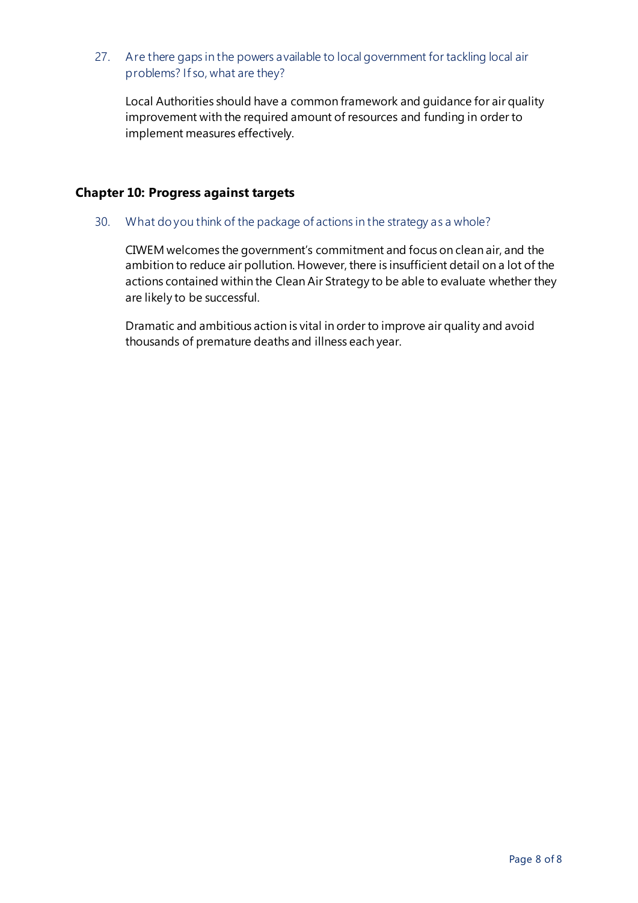27. Are there gaps in the powers available to local government for tackling local air problems? If so, what are they?

    Local Authorities should have a common framework and guidance for air quality improvement with the required amount of resources and funding in order to implement measures effectively.

## Chapter 10: Progress against targets

30. What do you think of the package of actions in the strategy as a whole?

    CIWEM welcomes the government's commitment and focus on clean air, and the ambition to reduce air pollution. However, there is insufficient detail on a lot of the actions contained within the Clean Air Strategy to be able to evaluate whether they are likely to be successful.

    Dramatic and ambitious action is vital in order to improve air quality and avoid thousands of premature deaths and illness each year.